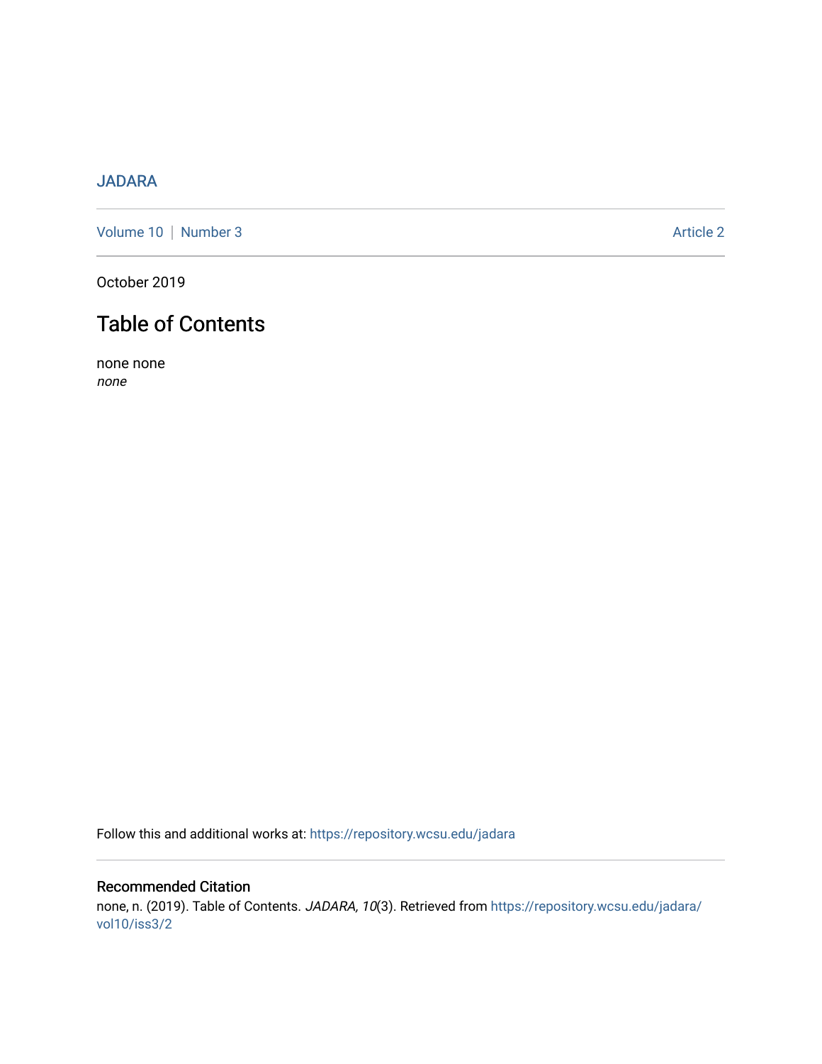JADARA

Volume 10 | Number 3 Article 2

October 2019

# Table of Contents

none none
*none*

Follow this and additional works at: https://repository.wcsu.edu/jadara

## Recommended Citation

none, n. (2019). Table of Contents. *JADARA, 10*(3). Retrieved from https://repository.wcsu.edu/jadara/vol10/iss3/2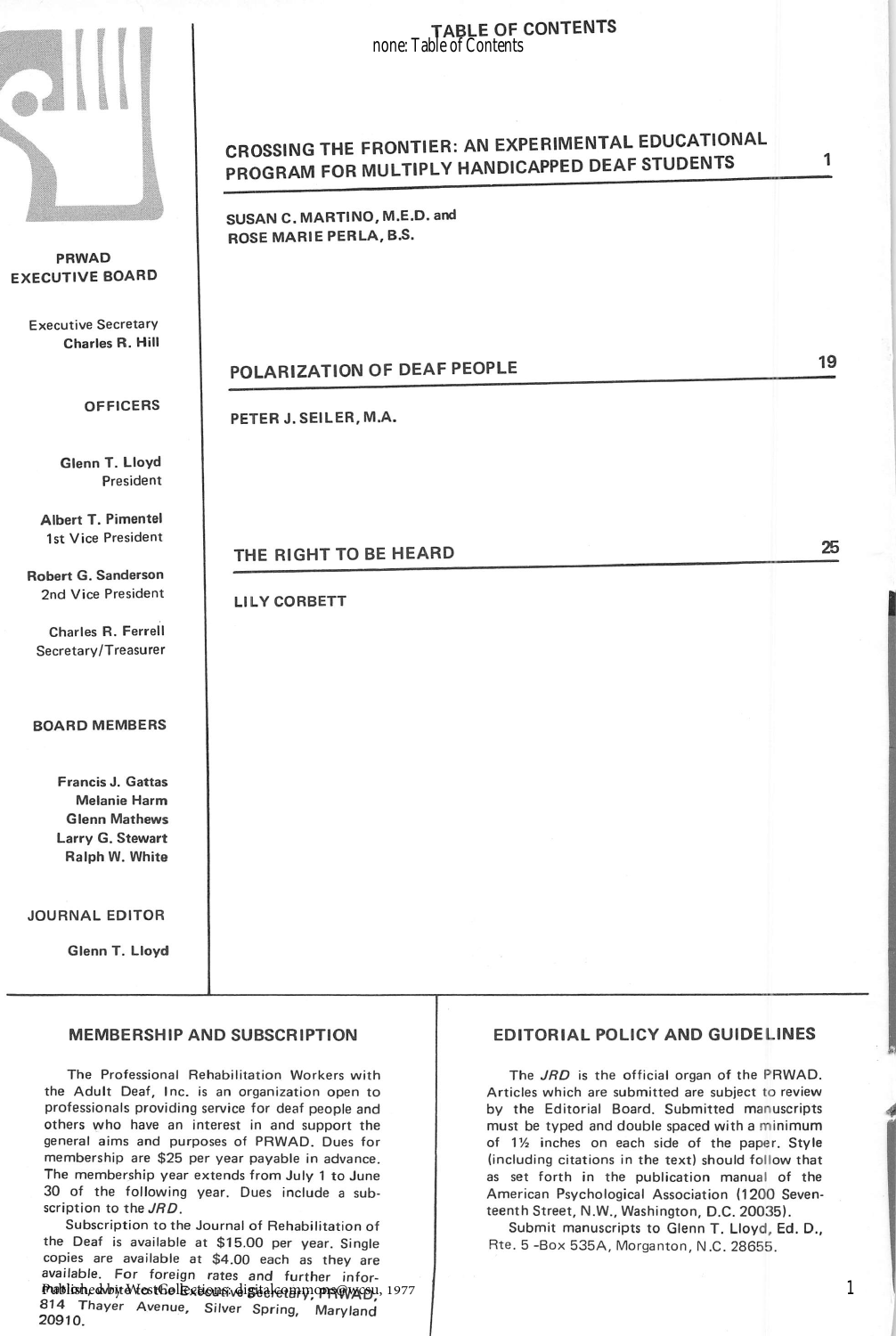# TABLE OF CONTENTS

none: Table of Contents

**CROSSING THE FRONTIER: AN EXPERIMENTAL EDUCATIONAL PROGRAM FOR MULTIPLY HANDICAPPED DEAF STUDENTS** — 1

SUSAN C. MARTINO, M.E.D. and ROSE MARIE PERLA, B.S.

**POLARIZATION OF DEAF PEOPLE** — 19

PETER J. SEILER, M.A.

**THE RIGHT TO BE HEARD** — 25

LILY CORBETT

## PRWAD EXECUTIVE BOARD

Executive Secretary
**Charles R. Hill**

### OFFICERS

**Glenn T. Lloyd**
President

**Albert T. Pimentel**
1st Vice President

**Robert G. Sanderson**
2nd Vice President

**Charles R. Ferrell**
Secretary/Treasurer

### BOARD MEMBERS

**Francis J. Gattas**
**Melanie Harm**
**Glenn Mathews**
**Larry G. Stewart**
**Ralph W. White**

### JOURNAL EDITOR

**Glenn T. Lloyd**

## MEMBERSHIP AND SUBSCRIPTION

The Professional Rehabilitation Workers with the Adult Deaf, Inc. is an organization open to professionals providing service for deaf people and others who have an interest in and support the general aims and purposes of PRWAD. Dues for membership are $25 per year payable in advance. The membership year extends from July 1 to June 30 of the following year. Dues include a subscription to the *JRD*.

Subscription to the Journal of Rehabilitation of the Deaf is available at $15.00 per year. Single copies are available at $4.00 each as they are available. For foreign rates and further information, write to the Executive Secretary, PRWAD, 814 Thayer Avenue, Silver Spring, Maryland 20910.

## EDITORIAL POLICY AND GUIDELINES

The *JRD* is the official organ of the PRWAD. Articles which are submitted are subject to review by the Editorial Board. Submitted manuscripts must be typed and double spaced with a minimum of 1½ inches on each side of the paper. Style (including citations in the text) should follow that as set forth in the publication manual of the American Psychological Association (1200 Seventeenth Street, N.W., Washington, D.C. 20035).

Submit manuscripts to Glenn T. Lloyd, Ed. D., Rte. 5 -Box 535A, Morganton, N.C. 28655.